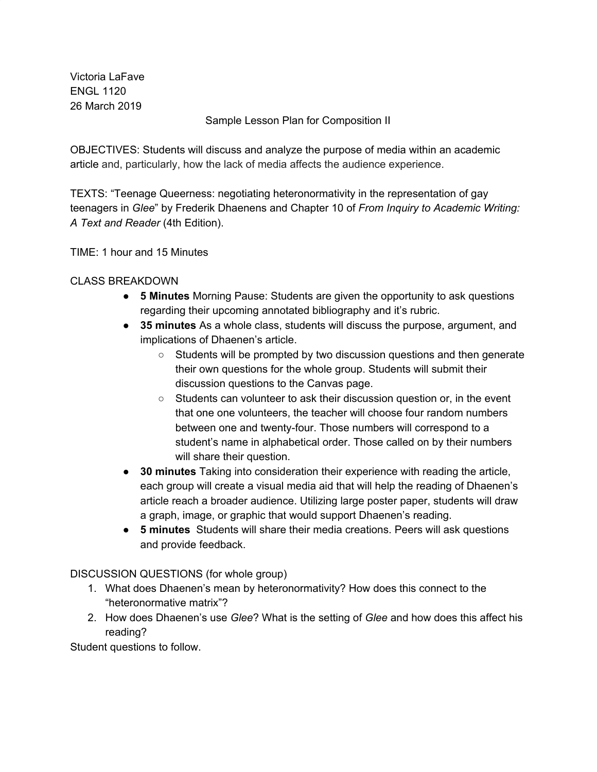Victoria LaFave
ENGL 1120
26 March 2019

Sample Lesson Plan for Composition II

OBJECTIVES: Students will discuss and analyze the purpose of media within an academic article and, particularly, how the lack of media affects the audience experience.

TEXTS: "Teenage Queerness: negotiating heteronormativity in the representation of gay teenagers in *Glee*" by Frederik Dhaenens and Chapter 10 of *From Inquiry to Academic Writing: A Text and Reader* (4th Edition).

TIME: 1 hour and 15 Minutes

CLASS BREAKDOWN

- **5 Minutes** Morning Pause: Students are given the opportunity to ask questions regarding their upcoming annotated bibliography and it's rubric.
- **35 minutes** As a whole class, students will discuss the purpose, argument, and implications of Dhaenen's article.
  - Students will be prompted by two discussion questions and then generate their own questions for the whole group. Students will submit their discussion questions to the Canvas page.
  - Students can volunteer to ask their discussion question or, in the event that one one volunteers, the teacher will choose four random numbers between one and twenty-four. Those numbers will correspond to a student's name in alphabetical order. Those called on by their numbers will share their question.
- **30 minutes** Taking into consideration their experience with reading the article, each group will create a visual media aid that will help the reading of Dhaenen's article reach a broader audience. Utilizing large poster paper, students will draw a graph, image, or graphic that would support Dhaenen's reading.
- **5 minutes** Students will share their media creations. Peers will ask questions and provide feedback.

DISCUSSION QUESTIONS (for whole group)

1. What does Dhaenen's mean by heteronormativity? How does this connect to the "heteronormative matrix"?
2. How does Dhaenen's use *Glee*? What is the setting of *Glee* and how does this affect his reading?

Student questions to follow.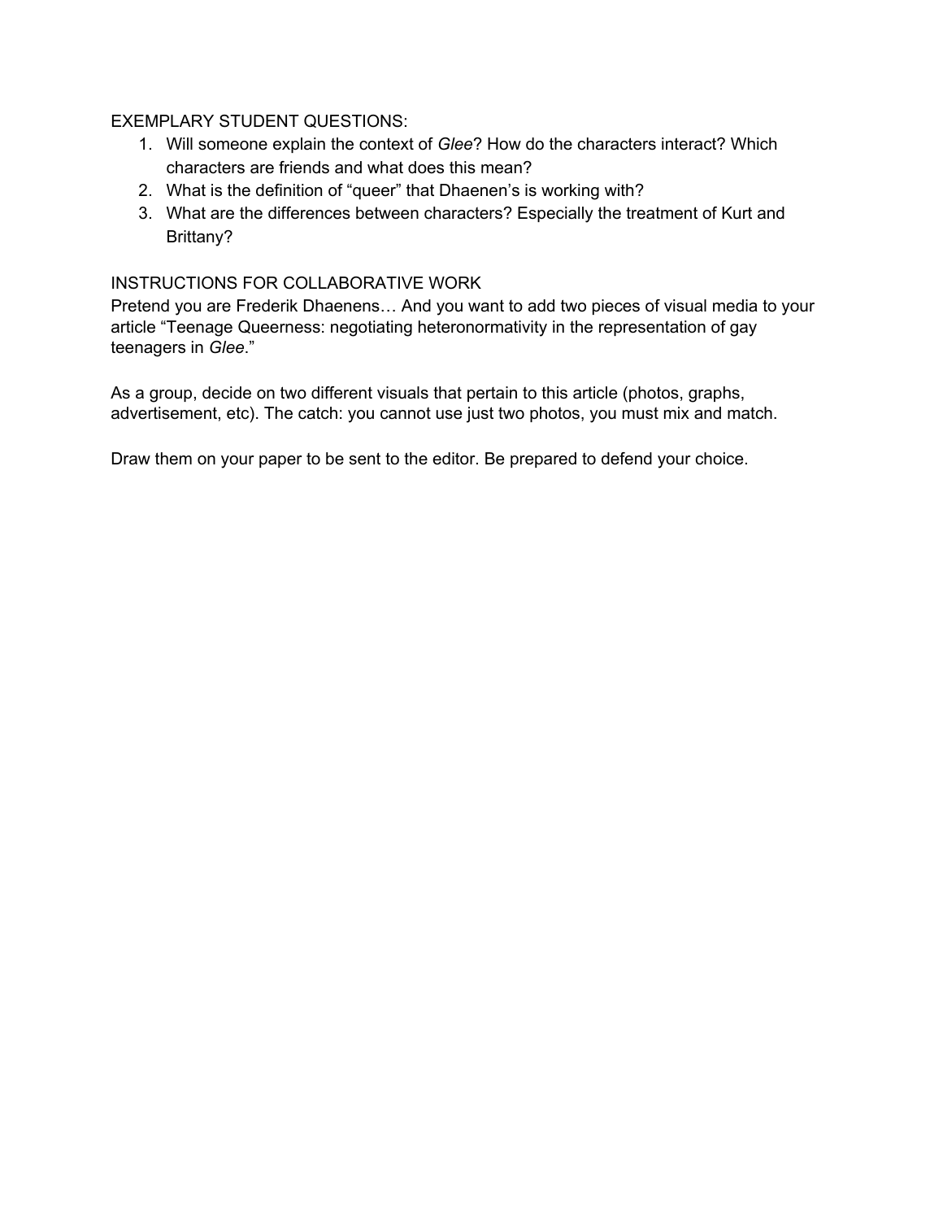EXEMPLARY STUDENT QUESTIONS:

1. Will someone explain the context of *Glee*? How do the characters interact? Which characters are friends and what does this mean?
2. What is the definition of “queer” that Dhaenen’s is working with?
3. What are the differences between characters? Especially the treatment of Kurt and Brittany?

INSTRUCTIONS FOR COLLABORATIVE WORK

Pretend you are Frederik Dhaenens… And you want to add two pieces of visual media to your article “Teenage Queerness: negotiating heteronormativity in the representation of gay teenagers in *Glee*.”

As a group, decide on two different visuals that pertain to this article (photos, graphs, advertisement, etc). The catch: you cannot use just two photos, you must mix and match.

Draw them on your paper to be sent to the editor. Be prepared to defend your choice.